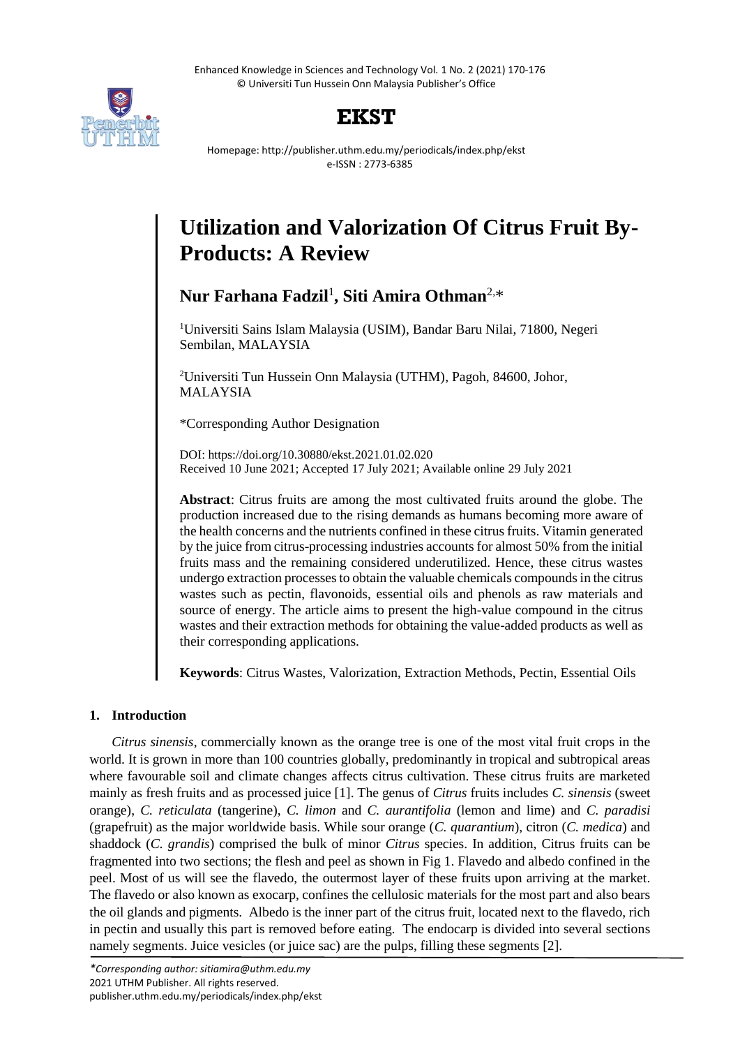# Utilization and Valorization Of Citrus Fruit By-Products: A Review

**Nur Farhana Fadzil**[1]**, Siti Amira Othman**[2,*]

[1]Universiti Sains Islam Malaysia (USIM), Bandar Baru Nilai, 71800, Negeri Sembilan, MALAYSIA

[2]Universiti Tun Hussein Onn Malaysia (UTHM), Pagoh, 84600, Johor, MALAYSIA

*Corresponding Author Designation

DOI: https://doi.org/10.30880/ekst.2021.01.02.020
Received 10 June 2021; Accepted 17 July 2021; Available online 29 July 2021

**Abstract**: Citrus fruits are among the most cultivated fruits around the globe. The production increased due to the rising demands as humans becoming more aware of the health concerns and the nutrients confined in these citrus fruits. Vitamin generated by the juice from citrus-processing industries accounts for almost 50% from the initial fruits mass and the remaining considered underutilized. Hence, these citrus wastes undergo extraction processes to obtain the valuable chemicals compounds in the citrus wastes such as pectin, flavonoids, essential oils and phenols as raw materials and source of energy. The article aims to present the high-value compound in the citrus wastes and their extraction methods for obtaining the value-added products as well as their corresponding applications.

**Keywords**: Citrus Wastes, Valorization, Extraction Methods, Pectin, Essential Oils

## 1. Introduction

*Citrus sinensis*, commercially known as the orange tree is one of the most vital fruit crops in the world. It is grown in more than 100 countries globally, predominantly in tropical and subtropical areas where favourable soil and climate changes affects citrus cultivation. These citrus fruits are marketed mainly as fresh fruits and as processed juice [1]. The genus of *Citrus* fruits includes *C. sinensis* (sweet orange), *C. reticulata* (tangerine), *C. limon* and *C. aurantifolia* (lemon and lime) and *C. paradisi* (grapefruit) as the major worldwide basis. While sour orange (*C. quarantium*), citron (*C. medica*) and shaddock (*C. grandis*) comprised the bulk of minor *Citrus* species. In addition, Citrus fruits can be fragmented into two sections; the flesh and peel as shown in Fig 1. Flavedo and albedo confined in the peel. Most of us will see the flavedo, the outermost layer of these fruits upon arriving at the market. The flavedo or also known as exocarp, confines the cellulosic materials for the most part and also bears the oil glands and pigments. Albedo is the inner part of the citrus fruit, located next to the flavedo, rich in pectin and usually this part is removed before eating. The endocarp is divided into several sections namely segments. Juice vesicles (or juice sac) are the pulps, filling these segments [2].

*Corresponding author: sitiamira@uthm.edu.my
2021 UTHM Publisher. All rights reserved.
publisher.uthm.edu.my/periodicals/index.php/ekst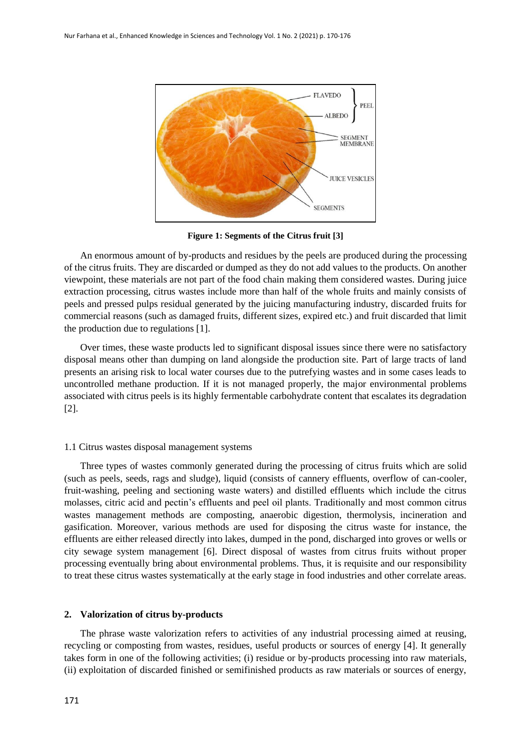**Figure 1: Segments of the Citrus fruit [3]**

An enormous amount of by-products and residues by the peels are produced during the processing of the citrus fruits. They are discarded or dumped as they do not add values to the products. On another viewpoint, these materials are not part of the food chain making them considered wastes. During juice extraction processing, citrus wastes include more than half of the whole fruits and mainly consists of peels and pressed pulps residual generated by the juicing manufacturing industry, discarded fruits for commercial reasons (such as damaged fruits, different sizes, expired etc.) and fruit discarded that limit the production due to regulations [1].

Over times, these waste products led to significant disposal issues since there were no satisfactory disposal means other than dumping on land alongside the production site. Part of large tracts of land presents an arising risk to local water courses due to the putrefying wastes and in some cases leads to uncontrolled methane production. If it is not managed properly, the major environmental problems associated with citrus peels is its highly fermentable carbohydrate content that escalates its degradation [2].

### 1.1 Citrus wastes disposal management systems

Three types of wastes commonly generated during the processing of citrus fruits which are solid (such as peels, seeds, rags and sludge), liquid (consists of cannery effluents, overflow of can-cooler, fruit-washing, peeling and sectioning waste waters) and distilled effluents which include the citrus molasses, citric acid and pectin's effluents and peel oil plants. Traditionally and most common citrus wastes management methods are composting, anaerobic digestion, thermolysis, incineration and gasification. Moreover, various methods are used for disposing the citrus waste for instance, the effluents are either released directly into lakes, dumped in the pond, discharged into groves or wells or city sewage system management [6]. Direct disposal of wastes from citrus fruits without proper processing eventually bring about environmental problems. Thus, it is requisite and our responsibility to treat these citrus wastes systematically at the early stage in food industries and other correlate areas.

## 2. Valorization of citrus by-products

The phrase waste valorization refers to activities of any industrial processing aimed at reusing, recycling or composting from wastes, residues, useful products or sources of energy [4]. It generally takes form in one of the following activities; (i) residue or by-products processing into raw materials, (ii) exploitation of discarded finished or semifinished products as raw materials or sources of energy,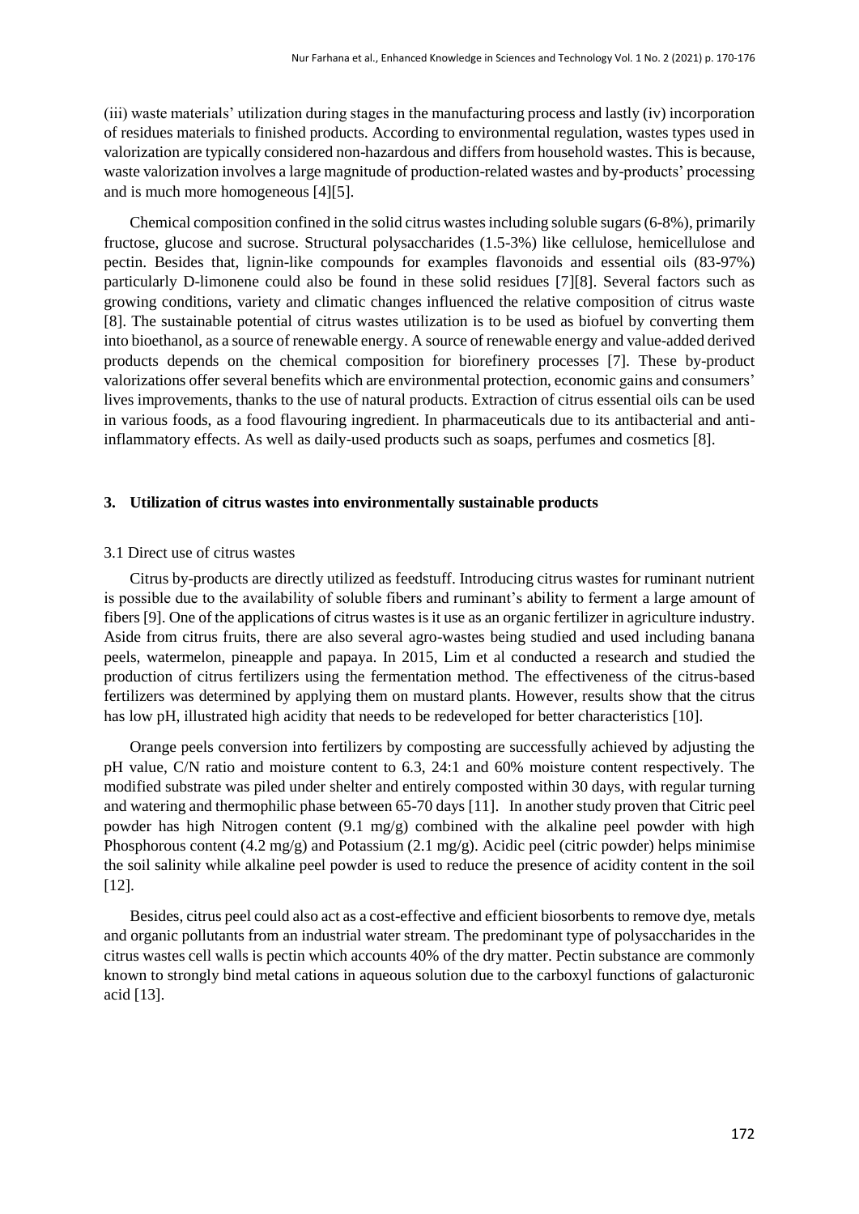(iii) waste materials' utilization during stages in the manufacturing process and lastly (iv) incorporation of residues materials to finished products. According to environmental regulation, wastes types used in valorization are typically considered non-hazardous and differs from household wastes. This is because, waste valorization involves a large magnitude of production-related wastes and by-products' processing and is much more homogeneous [4][5].

Chemical composition confined in the solid citrus wastes including soluble sugars (6-8%), primarily fructose, glucose and sucrose. Structural polysaccharides (1.5-3%) like cellulose, hemicellulose and pectin. Besides that, lignin-like compounds for examples flavonoids and essential oils (83-97%) particularly D-limonene could also be found in these solid residues [7][8]. Several factors such as growing conditions, variety and climatic changes influenced the relative composition of citrus waste [8]. The sustainable potential of citrus wastes utilization is to be used as biofuel by converting them into bioethanol, as a source of renewable energy. A source of renewable energy and value-added derived products depends on the chemical composition for biorefinery processes [7]. These by-product valorizations offer several benefits which are environmental protection, economic gains and consumers' lives improvements, thanks to the use of natural products. Extraction of citrus essential oils can be used in various foods, as a food flavouring ingredient. In pharmaceuticals due to its antibacterial and anti-inflammatory effects. As well as daily-used products such as soaps, perfumes and cosmetics [8].

## 3. Utilization of citrus wastes into environmentally sustainable products

### 3.1 Direct use of citrus wastes

Citrus by-products are directly utilized as feedstuff. Introducing citrus wastes for ruminant nutrient is possible due to the availability of soluble fibers and ruminant's ability to ferment a large amount of fibers [9]. One of the applications of citrus wastes is it use as an organic fertilizer in agriculture industry. Aside from citrus fruits, there are also several agro-wastes being studied and used including banana peels, watermelon, pineapple and papaya. In 2015, Lim et al conducted a research and studied the production of citrus fertilizers using the fermentation method. The effectiveness of the citrus-based fertilizers was determined by applying them on mustard plants. However, results show that the citrus has low pH, illustrated high acidity that needs to be redeveloped for better characteristics [10].

Orange peels conversion into fertilizers by composting are successfully achieved by adjusting the pH value, C/N ratio and moisture content to 6.3, 24:1 and 60% moisture content respectively. The modified substrate was piled under shelter and entirely composted within 30 days, with regular turning and watering and thermophilic phase between 65-70 days [11]. In another study proven that Citric peel powder has high Nitrogen content (9.1 mg/g) combined with the alkaline peel powder with high Phosphorous content (4.2 mg/g) and Potassium (2.1 mg/g). Acidic peel (citric powder) helps minimise the soil salinity while alkaline peel powder is used to reduce the presence of acidity content in the soil [12].

Besides, citrus peel could also act as a cost-effective and efficient biosorbents to remove dye, metals and organic pollutants from an industrial water stream. The predominant type of polysaccharides in the citrus wastes cell walls is pectin which accounts 40% of the dry matter. Pectin substance are commonly known to strongly bind metal cations in aqueous solution due to the carboxyl functions of galacturonic acid [13].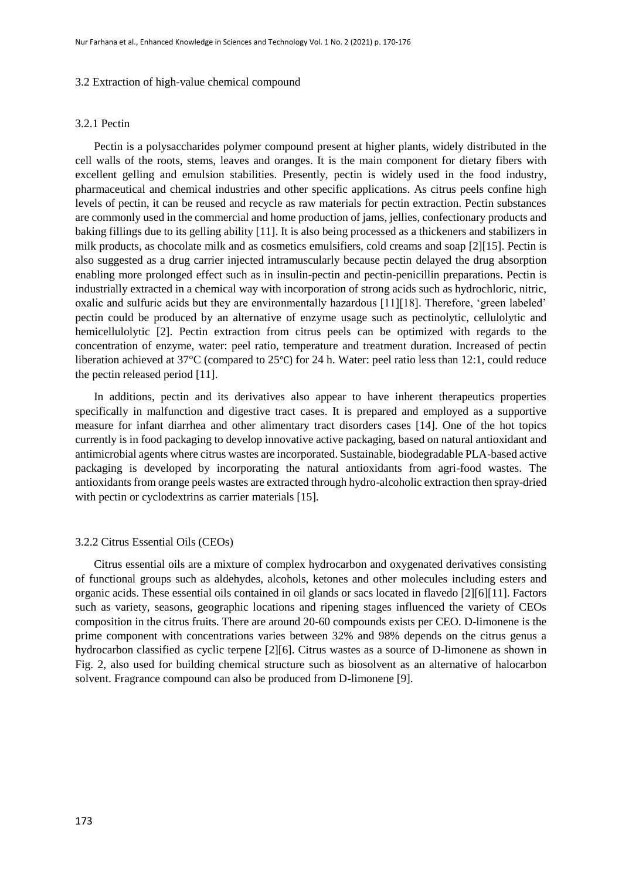### 3.2 Extraction of high-value chemical compound

#### 3.2.1 Pectin

Pectin is a polysaccharides polymer compound present at higher plants, widely distributed in the cell walls of the roots, stems, leaves and oranges. It is the main component for dietary fibers with excellent gelling and emulsion stabilities. Presently, pectin is widely used in the food industry, pharmaceutical and chemical industries and other specific applications. As citrus peels confine high levels of pectin, it can be reused and recycle as raw materials for pectin extraction. Pectin substances are commonly used in the commercial and home production of jams, jellies, confectionary products and baking fillings due to its gelling ability [11]. It is also being processed as a thickeners and stabilizers in milk products, as chocolate milk and as cosmetics emulsifiers, cold creams and soap [2][15]. Pectin is also suggested as a drug carrier injected intramuscularly because pectin delayed the drug absorption enabling more prolonged effect such as in insulin-pectin and pectin-penicillin preparations. Pectin is industrially extracted in a chemical way with incorporation of strong acids such as hydrochloric, nitric, oxalic and sulfuric acids but they are environmentally hazardous [11][18]. Therefore, 'green labeled' pectin could be produced by an alternative of enzyme usage such as pectinolytic, cellulolytic and hemicellulolytic [2]. Pectin extraction from citrus peels can be optimized with regards to the concentration of enzyme, water: peel ratio, temperature and treatment duration. Increased of pectin liberation achieved at 37°C (compared to 25℃) for 24 h. Water: peel ratio less than 12:1, could reduce the pectin released period [11].

In additions, pectin and its derivatives also appear to have inherent therapeutics properties specifically in malfunction and digestive tract cases. It is prepared and employed as a supportive measure for infant diarrhea and other alimentary tract disorders cases [14]. One of the hot topics currently is in food packaging to develop innovative active packaging, based on natural antioxidant and antimicrobial agents where citrus wastes are incorporated. Sustainable, biodegradable PLA-based active packaging is developed by incorporating the natural antioxidants from agri-food wastes. The antioxidants from orange peels wastes are extracted through hydro-alcoholic extraction then spray-dried with pectin or cyclodextrins as carrier materials [15].

#### 3.2.2 Citrus Essential Oils (CEOs)

Citrus essential oils are a mixture of complex hydrocarbon and oxygenated derivatives consisting of functional groups such as aldehydes, alcohols, ketones and other molecules including esters and organic acids. These essential oils contained in oil glands or sacs located in flavedo [2][6][11]. Factors such as variety, seasons, geographic locations and ripening stages influenced the variety of CEOs composition in the citrus fruits. There are around 20-60 compounds exists per CEO. D-limonene is the prime component with concentrations varies between 32% and 98% depends on the citrus genus a hydrocarbon classified as cyclic terpene [2][6]. Citrus wastes as a source of D-limonene as shown in Fig. 2, also used for building chemical structure such as biosolvent as an alternative of halocarbon solvent. Fragrance compound can also be produced from D-limonene [9].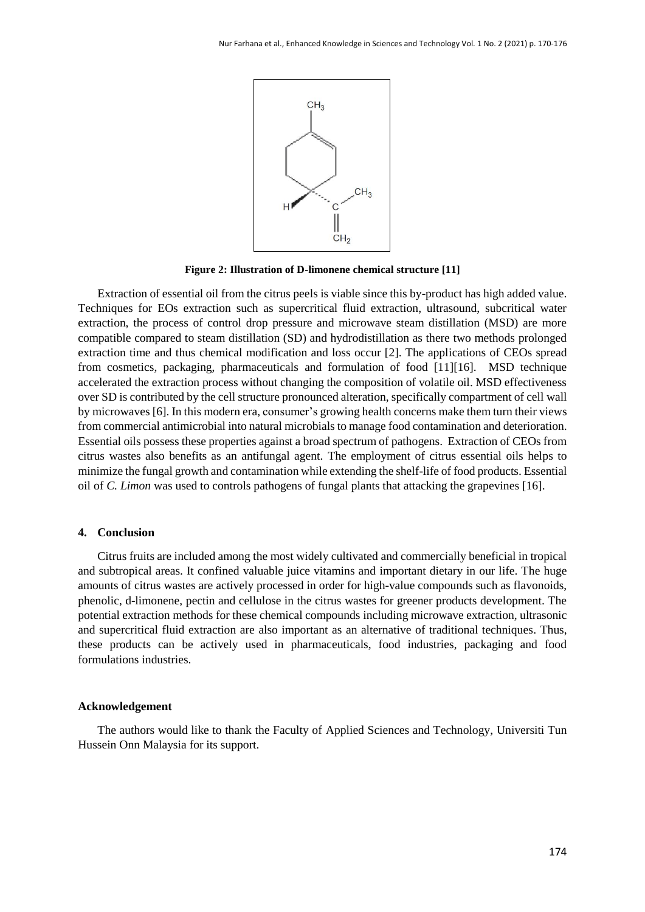**Figure 2: Illustration of D-limonene chemical structure [11]**

Extraction of essential oil from the citrus peels is viable since this by-product has high added value. Techniques for EOs extraction such as supercritical fluid extraction, ultrasound, subcritical water extraction, the process of control drop pressure and microwave steam distillation (MSD) are more compatible compared to steam distillation (SD) and hydrodistillation as there two methods prolonged extraction time and thus chemical modification and loss occur [2]. The applications of CEOs spread from cosmetics, packaging, pharmaceuticals and formulation of food [11][16]. MSD technique accelerated the extraction process without changing the composition of volatile oil. MSD effectiveness over SD is contributed by the cell structure pronounced alteration, specifically compartment of cell wall by microwaves [6]. In this modern era, consumer's growing health concerns make them turn their views from commercial antimicrobial into natural microbials to manage food contamination and deterioration. Essential oils possess these properties against a broad spectrum of pathogens. Extraction of CEOs from citrus wastes also benefits as an antifungal agent. The employment of citrus essential oils helps to minimize the fungal growth and contamination while extending the shelf-life of food products. Essential oil of *C. Limon* was used to controls pathogens of fungal plants that attacking the grapevines [16].

## 4. Conclusion

Citrus fruits are included among the most widely cultivated and commercially beneficial in tropical and subtropical areas. It confined valuable juice vitamins and important dietary in our life. The huge amounts of citrus wastes are actively processed in order for high-value compounds such as flavonoids, phenolic, d-limonene, pectin and cellulose in the citrus wastes for greener products development. The potential extraction methods for these chemical compounds including microwave extraction, ultrasonic and supercritical fluid extraction are also important as an alternative of traditional techniques. Thus, these products can be actively used in pharmaceuticals, food industries, packaging and food formulations industries.

## Acknowledgement

The authors would like to thank the Faculty of Applied Sciences and Technology, Universiti Tun Hussein Onn Malaysia for its support.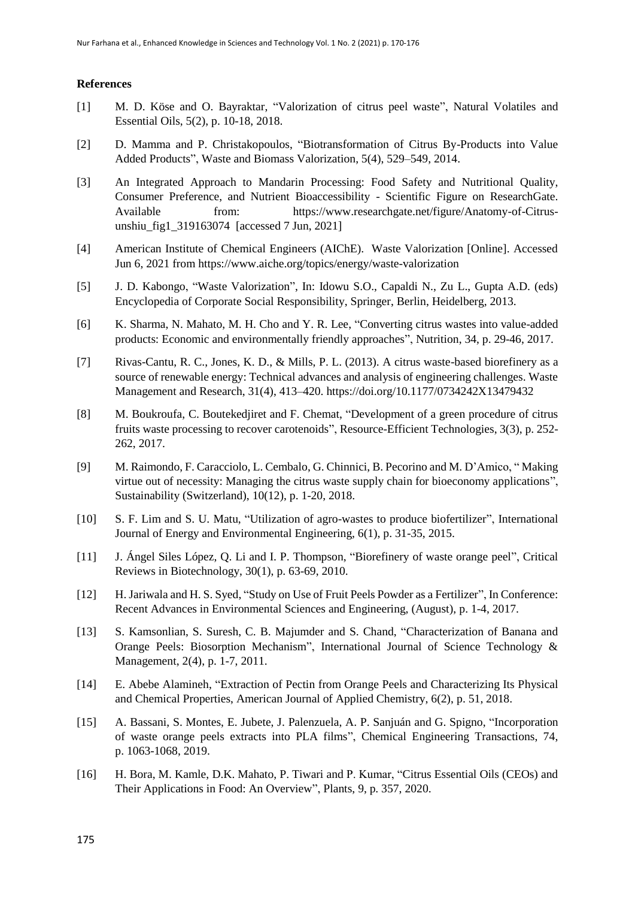## References

[1] M. D. Köse and O. Bayraktar, "Valorization of citrus peel waste", Natural Volatiles and Essential Oils, 5(2), p. 10-18, 2018.

[2] D. Mamma and P. Christakopoulos, "Biotransformation of Citrus By-Products into Value Added Products", Waste and Biomass Valorization, 5(4), 529–549, 2014.

[3] An Integrated Approach to Mandarin Processing: Food Safety and Nutritional Quality, Consumer Preference, and Nutrient Bioaccessibility - Scientific Figure on ResearchGate. Available from: https://www.researchgate.net/figure/Anatomy-of-Citrus-unshiu_fig1_319163074 [accessed 7 Jun, 2021]

[4] American Institute of Chemical Engineers (AIChE). Waste Valorization [Online]. Accessed Jun 6, 2021 from https://www.aiche.org/topics/energy/waste-valorization

[5] J. D. Kabongo, "Waste Valorization", In: Idowu S.O., Capaldi N., Zu L., Gupta A.D. (eds) Encyclopedia of Corporate Social Responsibility, Springer, Berlin, Heidelberg, 2013.

[6] K. Sharma, N. Mahato, M. H. Cho and Y. R. Lee, "Converting citrus wastes into value-added products: Economic and environmentally friendly approaches", Nutrition, 34, p. 29-46, 2017.

[7] Rivas-Cantu, R. C., Jones, K. D., & Mills, P. L. (2013). A citrus waste-based biorefinery as a source of renewable energy: Technical advances and analysis of engineering challenges. Waste Management and Research, 31(4), 413–420. https://doi.org/10.1177/0734242X13479432

[8] M. Boukroufa, C. Boutekedjiret and F. Chemat, "Development of a green procedure of citrus fruits waste processing to recover carotenoids", Resource-Efficient Technologies, 3(3), p. 252-262, 2017.

[9] M. Raimondo, F. Caracciolo, L. Cembalo, G. Chinnici, B. Pecorino and M. D'Amico, " Making virtue out of necessity: Managing the citrus waste supply chain for bioeconomy applications", Sustainability (Switzerland), 10(12), p. 1-20, 2018.

[10] S. F. Lim and S. U. Matu, "Utilization of agro-wastes to produce biofertilizer", International Journal of Energy and Environmental Engineering, 6(1), p. 31-35, 2015.

[11] J. Ángel Siles López, Q. Li and I. P. Thompson, "Biorefinery of waste orange peel", Critical Reviews in Biotechnology, 30(1), p. 63-69, 2010.

[12] H. Jariwala and H. S. Syed, "Study on Use of Fruit Peels Powder as a Fertilizer", In Conference: Recent Advances in Environmental Sciences and Engineering, (August), p. 1-4, 2017.

[13] S. Kamsonlian, S. Suresh, C. B. Majumder and S. Chand, "Characterization of Banana and Orange Peels: Biosorption Mechanism", International Journal of Science Technology & Management, 2(4), p. 1-7, 2011.

[14] E. Abebe Alamineh, "Extraction of Pectin from Orange Peels and Characterizing Its Physical and Chemical Properties, American Journal of Applied Chemistry, 6(2), p. 51, 2018.

[15] A. Bassani, S. Montes, E. Jubete, J. Palenzuela, A. P. Sanjuán and G. Spigno, "Incorporation of waste orange peels extracts into PLA films", Chemical Engineering Transactions, 74, p. 1063-1068, 2019.

[16] H. Bora, M. Kamle, D.K. Mahato, P. Tiwari and P. Kumar, "Citrus Essential Oils (CEOs) and Their Applications in Food: An Overview", Plants, 9, p. 357, 2020.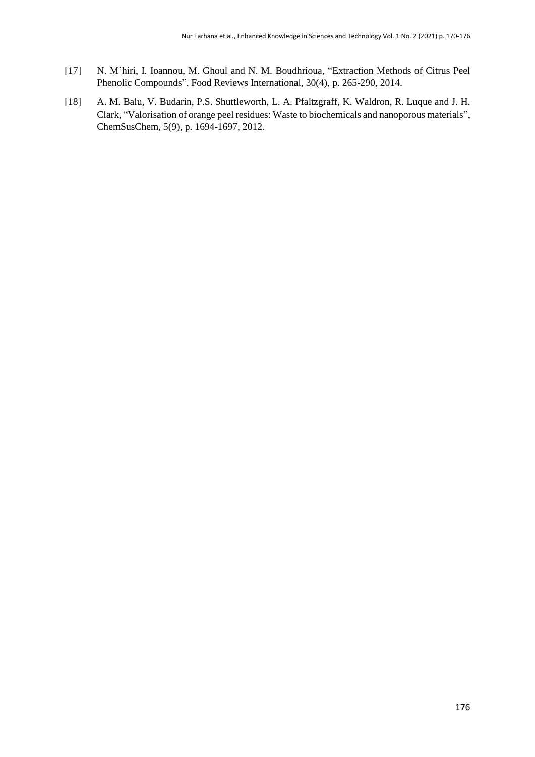[17] N. M'hiri, I. Ioannou, M. Ghoul and N. M. Boudhrioua, "Extraction Methods of Citrus Peel Phenolic Compounds", Food Reviews International, 30(4), p. 265-290, 2014.

[18] A. M. Balu, V. Budarin, P.S. Shuttleworth, L. A. Pfaltzgraff, K. Waldron, R. Luque and J. H. Clark, "Valorisation of orange peel residues: Waste to biochemicals and nanoporous materials", ChemSusChem, 5(9), p. 1694-1697, 2012.